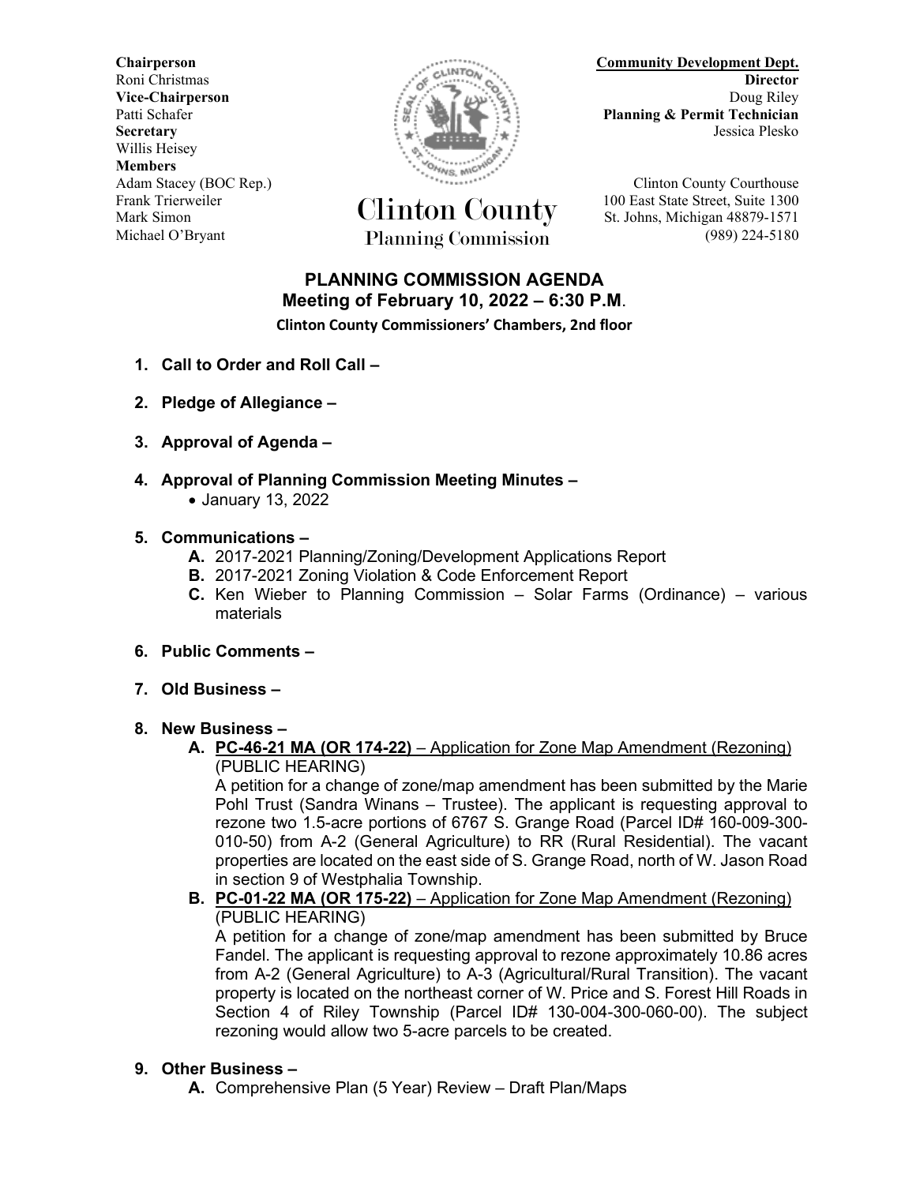**Chairperson**
Roni Christmas
**Vice-Chairperson**
Patti Schafer
**Secretary**
Willis Heisey
**Members**
Adam Stacey (BOC Rep.)
Frank Trierweiler
Mark Simon
Michael O'Bryant

# Clinton County
## Planning Commission

**Community Development Dept.**
**Director**
Doug Riley
**Planning & Permit Technician**
Jessica Plesko

Clinton County Courthouse
100 East State Street, Suite 1300
St. Johns, Michigan 48879-1571
(989) 224-5180

## PLANNING COMMISSION AGENDA
### Meeting of February 10, 2022 – 6:30 P.M.
**Clinton County Commissioners' Chambers, 2nd floor**

1. **Call to Order and Roll Call –**

2. **Pledge of Allegiance –**

3. **Approval of Agenda –**

4. **Approval of Planning Commission Meeting Minutes –**
   - January 13, 2022

5. **Communications –**
   - **A.** 2017-2021 Planning/Zoning/Development Applications Report
   - **B.** 2017-2021 Zoning Violation & Code Enforcement Report
   - **C.** Ken Wieber to Planning Commission – Solar Farms (Ordinance) – various materials

6. **Public Comments –**

7. **Old Business –**

8. **New Business –**
   - **A.** <u>**PC-46-21 MA (OR 174-22)** – Application for Zone Map Amendment (Rezoning)</u> (PUBLIC HEARING)
     A petition for a change of zone/map amendment has been submitted by the Marie Pohl Trust (Sandra Winans – Trustee). The applicant is requesting approval to rezone two 1.5-acre portions of 6767 S. Grange Road (Parcel ID# 160-009-300-010-50) from A-2 (General Agriculture) to RR (Rural Residential). The vacant properties are located on the east side of S. Grange Road, north of W. Jason Road in section 9 of Westphalia Township.
   - **B.** <u>**PC-01-22 MA (OR 175-22)** – Application for Zone Map Amendment (Rezoning)</u> (PUBLIC HEARING)
     A petition for a change of zone/map amendment has been submitted by Bruce Fandel. The applicant is requesting approval to rezone approximately 10.86 acres from A-2 (General Agriculture) to A-3 (Agricultural/Rural Transition). The vacant property is located on the northeast corner of W. Price and S. Forest Hill Roads in Section 4 of Riley Township (Parcel ID# 130-004-300-060-00). The subject rezoning would allow two 5-acre parcels to be created.

9. **Other Business –**
   - **A.** Comprehensive Plan (5 Year) Review – Draft Plan/Maps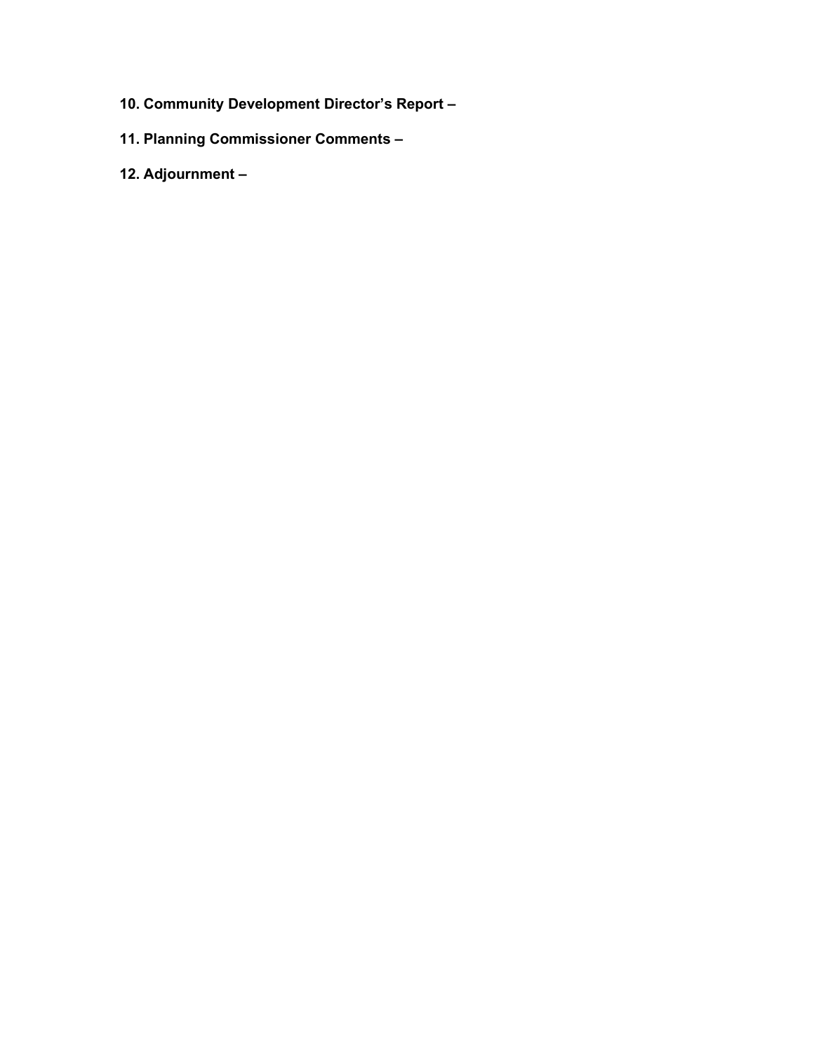**10. Community Development Director's Report –**

**11. Planning Commissioner Comments –**

**12. Adjournment –**